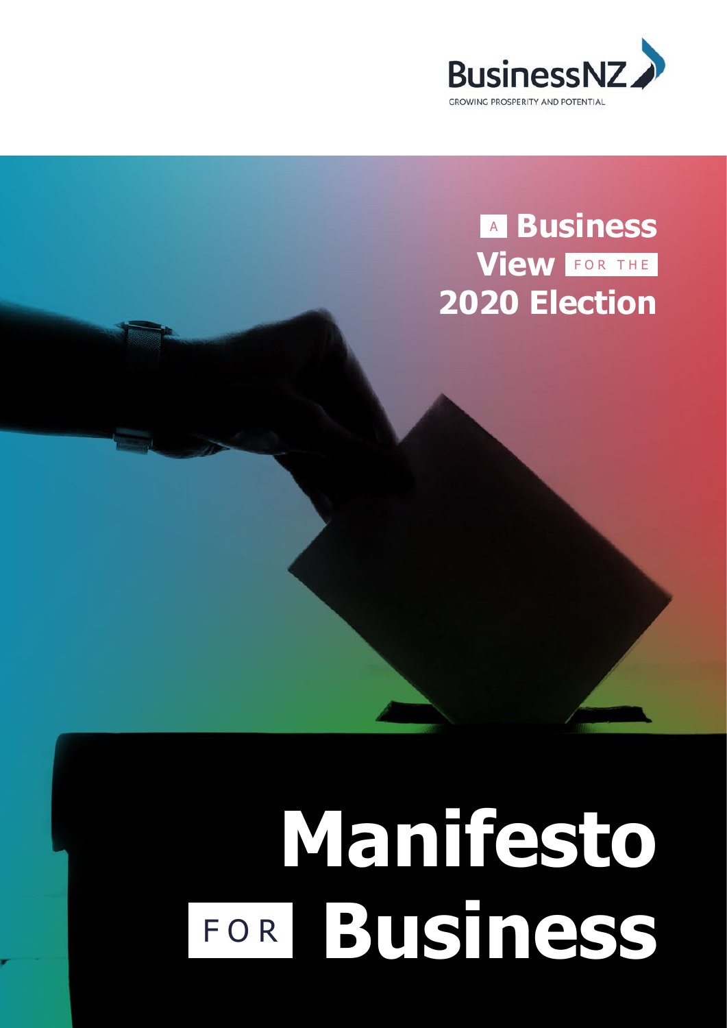BusinessNZ

GROWING PROSPERITY AND POTENTIAL

## A Business View FOR THE 2020 Election

# Manifesto FOR Business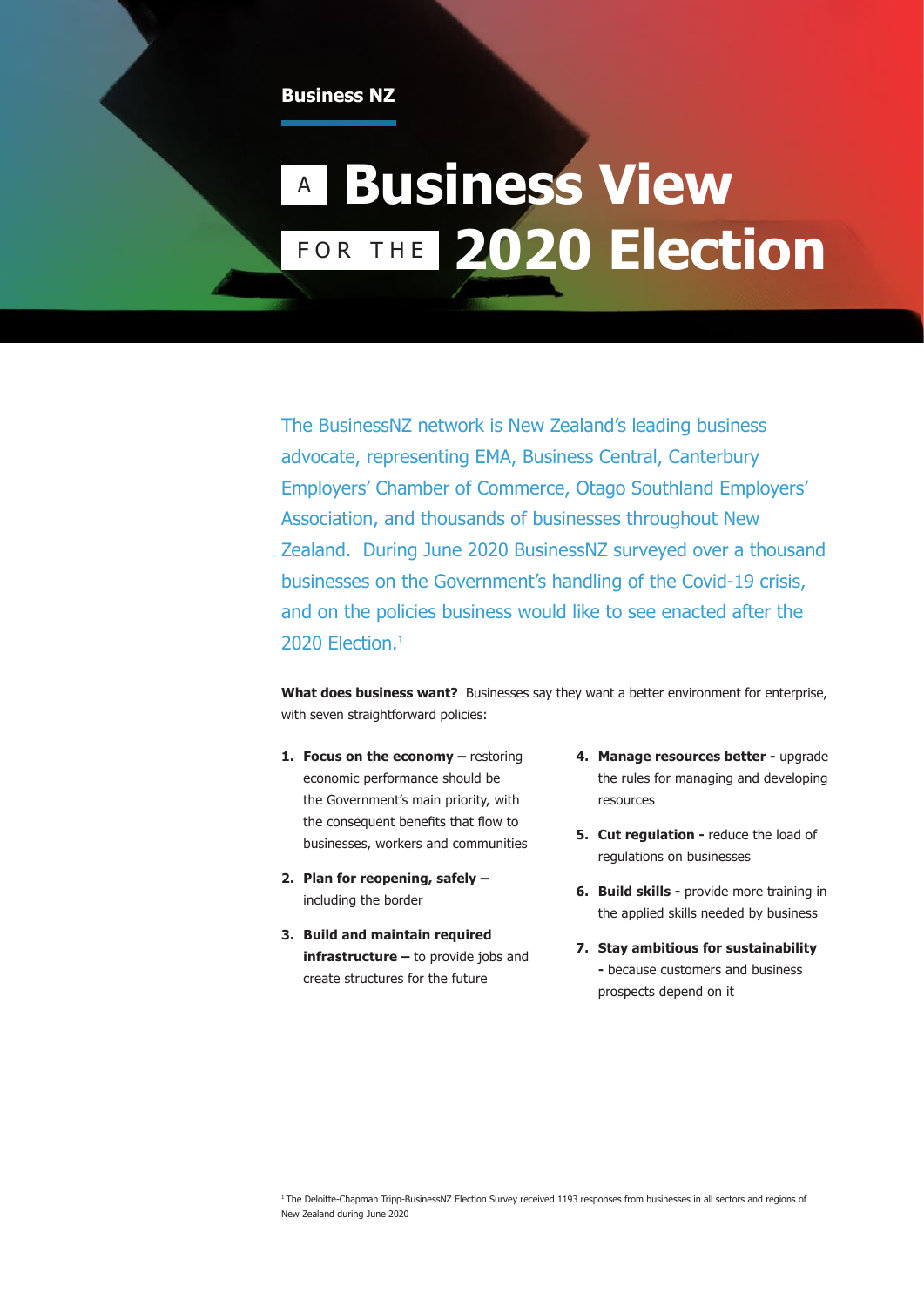Business NZ

# A Business View FOR THE 2020 Election

The BusinessNZ network is New Zealand's leading business advocate, representing EMA, Business Central, Canterbury Employers' Chamber of Commerce, Otago Southland Employers' Association, and thousands of businesses throughout New Zealand. During June 2020 BusinessNZ surveyed over a thousand businesses on the Government's handling of the Covid-19 crisis, and on the policies business would like to see enacted after the 2020 Election.[1]

**What does business want?** Businesses say they want a better environment for enterprise, with seven straightforward policies:

1. **Focus on the economy –** restoring economic performance should be the Government's main priority, with the consequent benefits that flow to businesses, workers and communities
2. **Plan for reopening, safely –** including the border
3. **Build and maintain required infrastructure –** to provide jobs and create structures for the future
4. **Manage resources better -** upgrade the rules for managing and developing resources
5. **Cut regulation -** reduce the load of regulations on businesses
6. **Build skills -** provide more training in the applied skills needed by business
7. **Stay ambitious for sustainability -** because customers and business prospects depend on it

[1] The Deloitte-Chapman Tripp-BusinessNZ Election Survey received 1193 responses from businesses in all sectors and regions of New Zealand during June 2020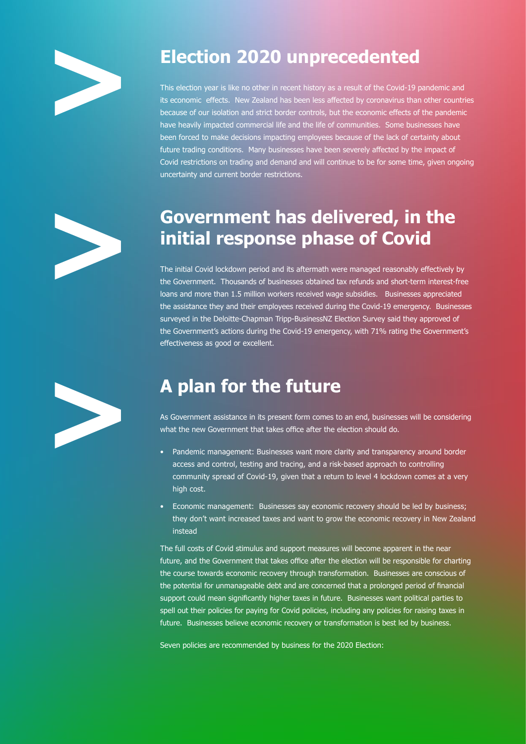## Election 2020 unprecedented

This election year is like no other in recent history as a result of the Covid-19 pandemic and its economic effects. New Zealand has been less affected by coronavirus than other countries because of our isolation and strict border controls, but the economic effects of the pandemic have heavily impacted commercial life and the life of communities. Some businesses have been forced to make decisions impacting employees because of the lack of certainty about future trading conditions. Many businesses have been severely affected by the impact of Covid restrictions on trading and demand and will continue to be for some time, given ongoing uncertainty and current border restrictions.

## Government has delivered, in the initial response phase of Covid

The initial Covid lockdown period and its aftermath were managed reasonably effectively by the Government. Thousands of businesses obtained tax refunds and short-term interest-free loans and more than 1.5 million workers received wage subsidies. Businesses appreciated the assistance they and their employees received during the Covid-19 emergency. Businesses surveyed in the Deloitte-Chapman Tripp-BusinessNZ Election Survey said they approved of the Government's actions during the Covid-19 emergency, with 71% rating the Government's effectiveness as good or excellent.

## A plan for the future

As Government assistance in its present form comes to an end, businesses will be considering what the new Government that takes office after the election should do.

- Pandemic management: Businesses want more clarity and transparency around border access and control, testing and tracing, and a risk-based approach to controlling community spread of Covid-19, given that a return to level 4 lockdown comes at a very high cost.
- Economic management: Businesses say economic recovery should be led by business; they don't want increased taxes and want to grow the economic recovery in New Zealand instead

The full costs of Covid stimulus and support measures will become apparent in the near future, and the Government that takes office after the election will be responsible for charting the course towards economic recovery through transformation. Businesses are conscious of the potential for unmanageable debt and are concerned that a prolonged period of financial support could mean significantly higher taxes in future. Businesses want political parties to spell out their policies for paying for Covid policies, including any policies for raising taxes in future. Businesses believe economic recovery or transformation is best led by business.

Seven policies are recommended by business for the 2020 Election: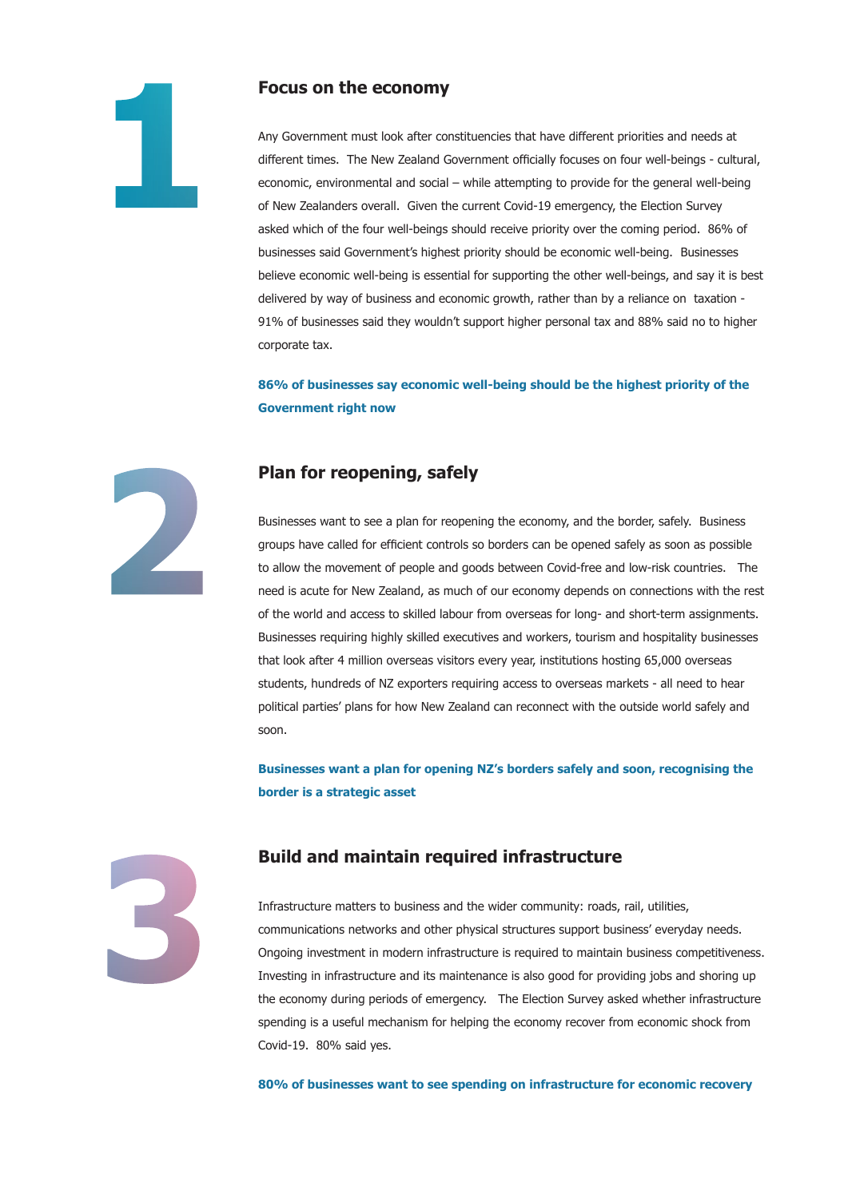## 1 Focus on the economy

Any Government must look after constituencies that have different priorities and needs at different times. The New Zealand Government officially focuses on four well-beings - cultural, economic, environmental and social – while attempting to provide for the general well-being of New Zealanders overall. Given the current Covid-19 emergency, the Election Survey asked which of the four well-beings should receive priority over the coming period. 86% of businesses said Government's highest priority should be economic well-being. Businesses believe economic well-being is essential for supporting the other well-beings, and say it is best delivered by way of business and economic growth, rather than by a reliance on taxation - 91% of businesses said they wouldn't support higher personal tax and 88% said no to higher corporate tax.

**86% of businesses say economic well-being should be the highest priority of the Government right now**

## 2 Plan for reopening, safely

Businesses want to see a plan for reopening the economy, and the border, safely. Business groups have called for efficient controls so borders can be opened safely as soon as possible to allow the movement of people and goods between Covid-free and low-risk countries. The need is acute for New Zealand, as much of our economy depends on connections with the rest of the world and access to skilled labour from overseas for long- and short-term assignments. Businesses requiring highly skilled executives and workers, tourism and hospitality businesses that look after 4 million overseas visitors every year, institutions hosting 65,000 overseas students, hundreds of NZ exporters requiring access to overseas markets - all need to hear political parties' plans for how New Zealand can reconnect with the outside world safely and soon.

**Businesses want a plan for opening NZ's borders safely and soon, recognising the border is a strategic asset**

## 3 Build and maintain required infrastructure

Infrastructure matters to business and the wider community: roads, rail, utilities, communications networks and other physical structures support business' everyday needs. Ongoing investment in modern infrastructure is required to maintain business competitiveness. Investing in infrastructure and its maintenance is also good for providing jobs and shoring up the economy during periods of emergency. The Election Survey asked whether infrastructure spending is a useful mechanism for helping the economy recover from economic shock from Covid-19. 80% said yes.

**80% of businesses want to see spending on infrastructure for economic recovery**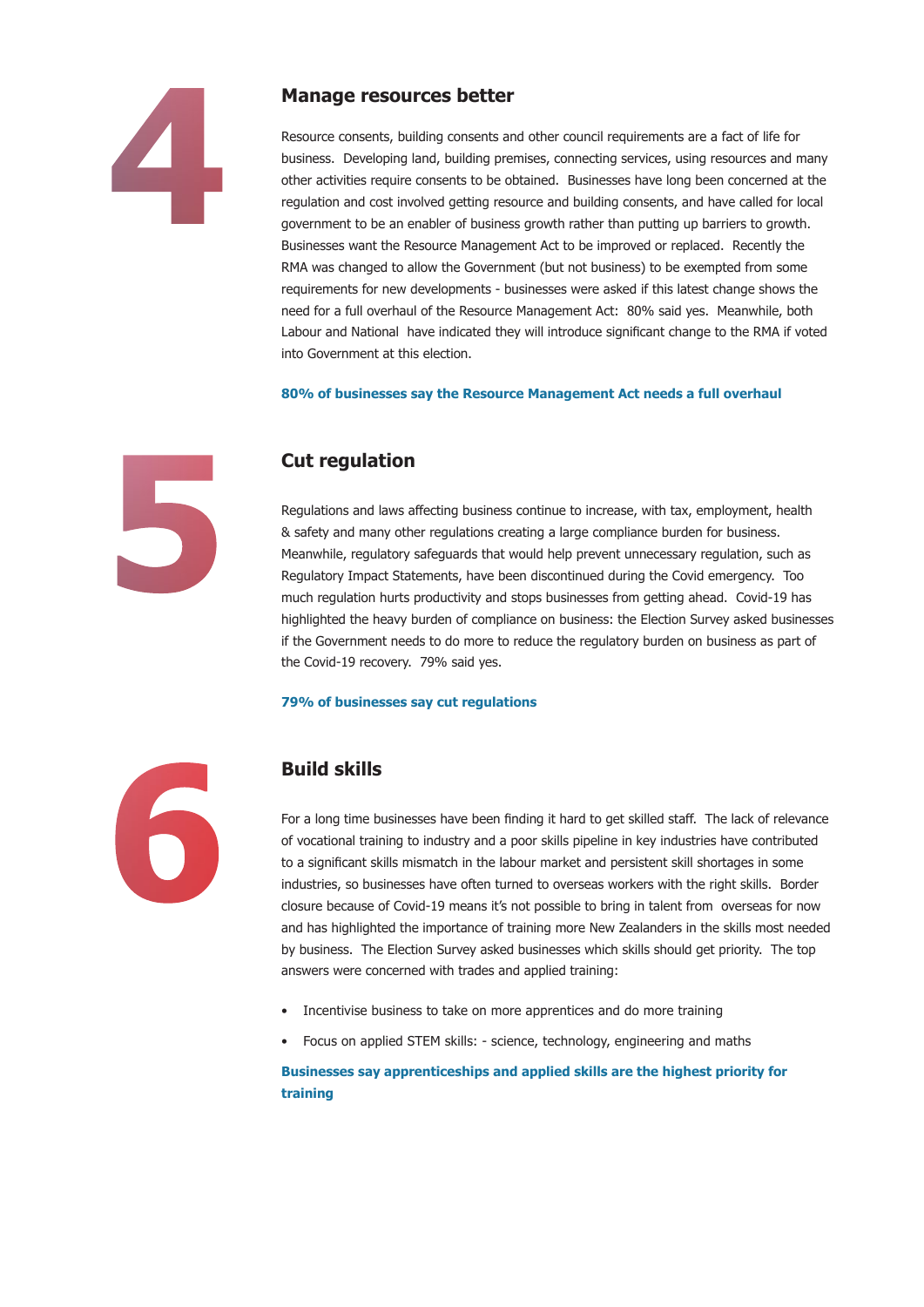## 4

## Manage resources better

Resource consents, building consents and other council requirements are a fact of life for business. Developing land, building premises, connecting services, using resources and many other activities require consents to be obtained. Businesses have long been concerned at the regulation and cost involved getting resource and building consents, and have called for local government to be an enabler of business growth rather than putting up barriers to growth. Businesses want the Resource Management Act to be improved or replaced. Recently the RMA was changed to allow the Government (but not business) to be exempted from some requirements for new developments - businesses were asked if this latest change shows the need for a full overhaul of the Resource Management Act: 80% said yes. Meanwhile, both Labour and National have indicated they will introduce significant change to the RMA if voted into Government at this election.

**80% of businesses say the Resource Management Act needs a full overhaul**

## 5

## Cut regulation

Regulations and laws affecting business continue to increase, with tax, employment, health & safety and many other regulations creating a large compliance burden for business. Meanwhile, regulatory safeguards that would help prevent unnecessary regulation, such as Regulatory Impact Statements, have been discontinued during the Covid emergency. Too much regulation hurts productivity and stops businesses from getting ahead. Covid-19 has highlighted the heavy burden of compliance on business: the Election Survey asked businesses if the Government needs to do more to reduce the regulatory burden on business as part of the Covid-19 recovery. 79% said yes.

**79% of businesses say cut regulations**

## 6

## Build skills

For a long time businesses have been finding it hard to get skilled staff. The lack of relevance of vocational training to industry and a poor skills pipeline in key industries have contributed to a significant skills mismatch in the labour market and persistent skill shortages in some industries, so businesses have often turned to overseas workers with the right skills. Border closure because of Covid-19 means it's not possible to bring in talent from overseas for now and has highlighted the importance of training more New Zealanders in the skills most needed by business. The Election Survey asked businesses which skills should get priority. The top answers were concerned with trades and applied training:

- Incentivise business to take on more apprentices and do more training
- Focus on applied STEM skills: - science, technology, engineering and maths

**Businesses say apprenticeships and applied skills are the highest priority for training**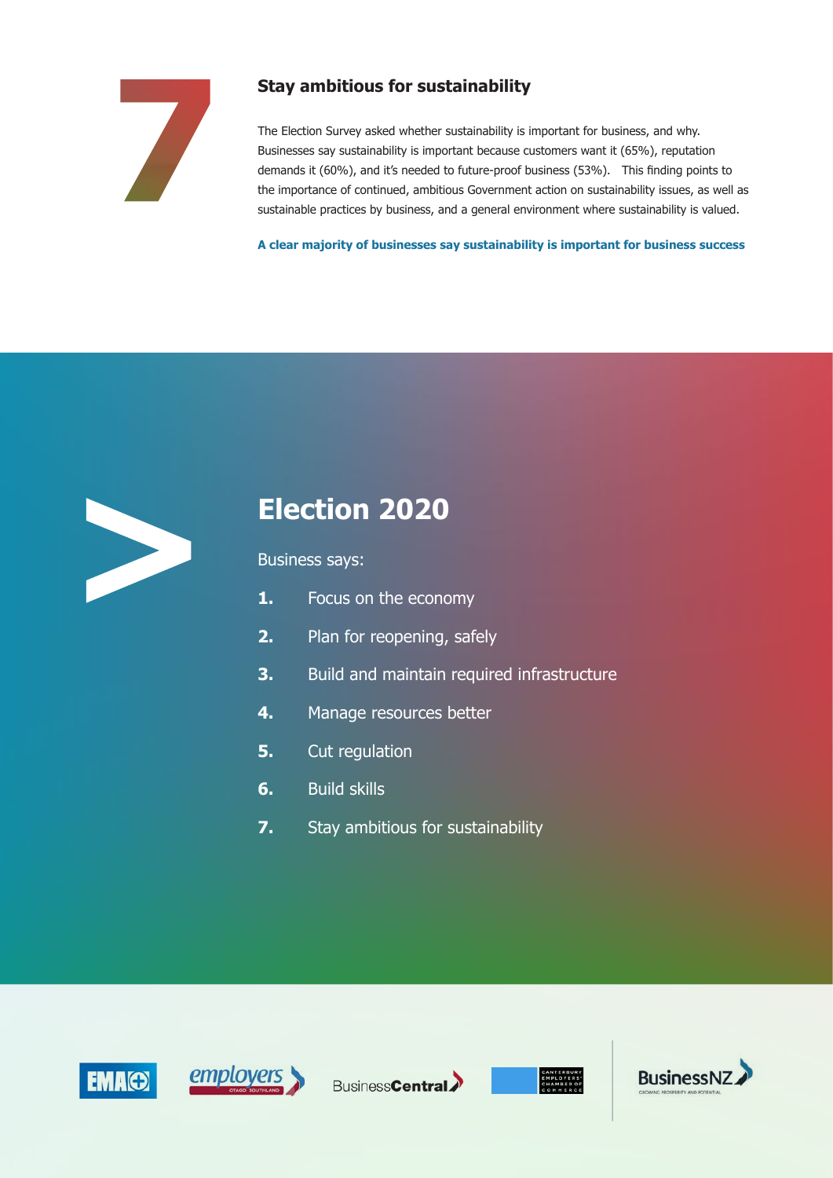7

## Stay ambitious for sustainability

The Election Survey asked whether sustainability is important for business, and why. Businesses say sustainability is important because customers want it (65%), reputation demands it (60%), and it's needed to future-proof business (53%). This finding points to the importance of continued, ambitious Government action on sustainability issues, as well as sustainable practices by business, and a general environment where sustainability is valued.

**A clear majority of businesses say sustainability is important for business success**

# Election 2020

Business says:

1. Focus on the economy
2. Plan for reopening, safely
3. Build and maintain required infrastructure
4. Manage resources better
5. Cut regulation
6. Build skills
7. Stay ambitious for sustainability

EMA
employers OTAGO SOUTHLAND
BusinessCentral
CANTERBURY EMPLOYERS' CHAMBER OF COMMERCE
BusinessNZ GROWING PROSPERITY AND POTENTIAL